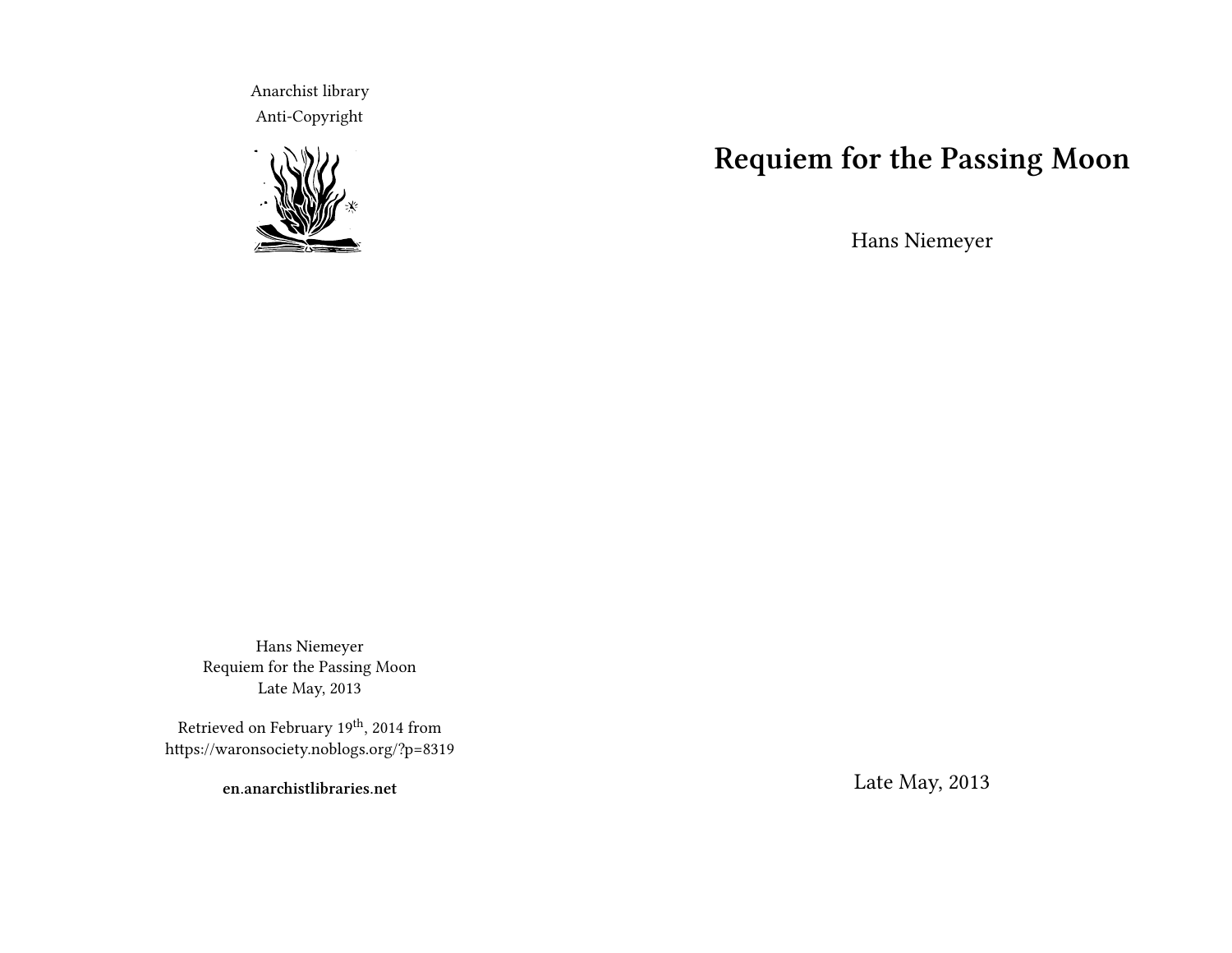Anarchist library
Anti-Copyright

Hans Niemeyer
Requiem for the Passing Moon
Late May, 2013

Retrieved on February 19th, 2014 from
https://waronsociety.noblogs.org/?p=8319

**en.anarchistlibraries.net**

# Requiem for the Passing Moon

Hans Niemeyer

Late May, 2013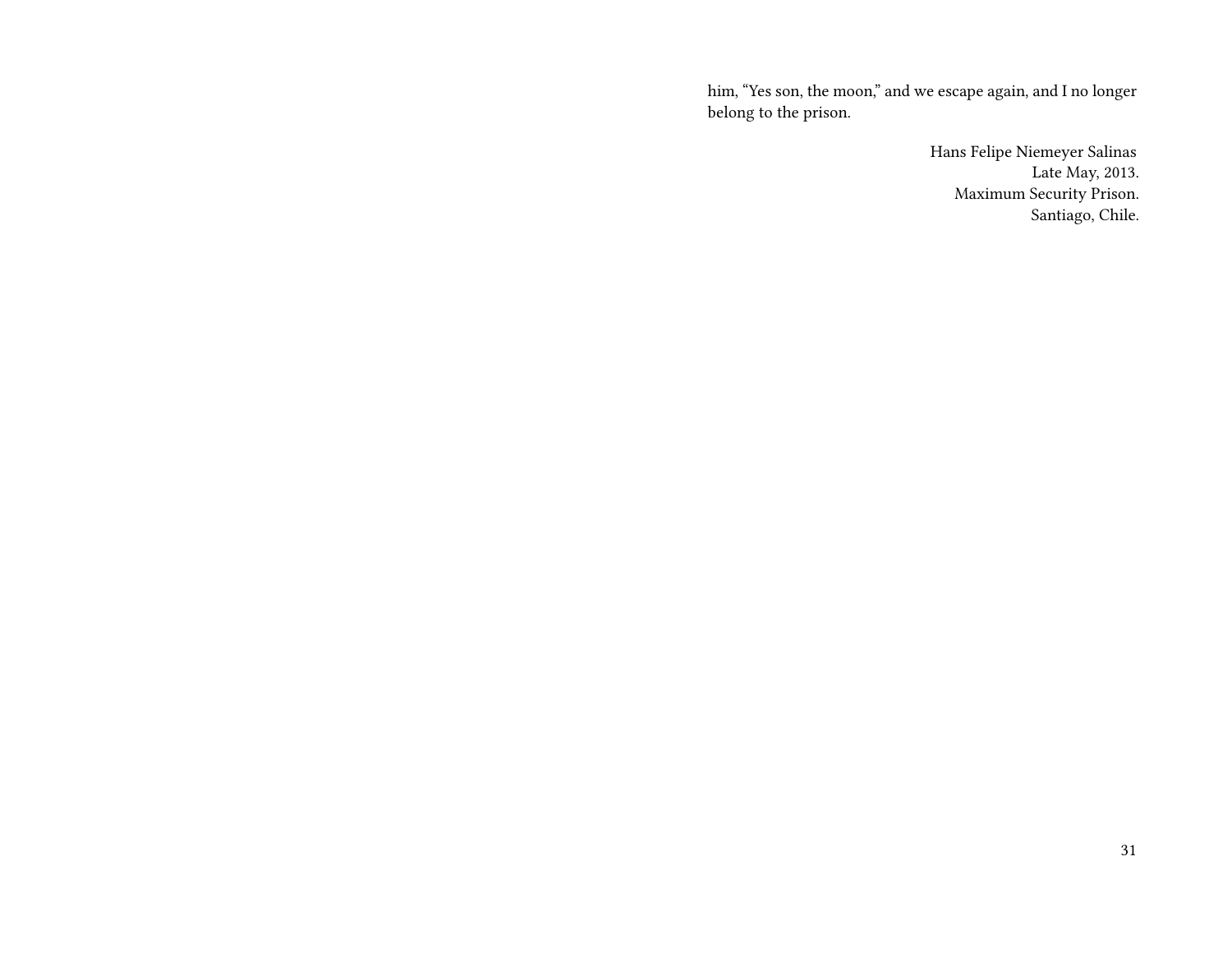him, "Yes son, the moon," and we escape again, and I no longer belong to the prison.

Hans Felipe Niemeyer Salinas
Late May, 2013.
Maximum Security Prison.
Santiago, Chile.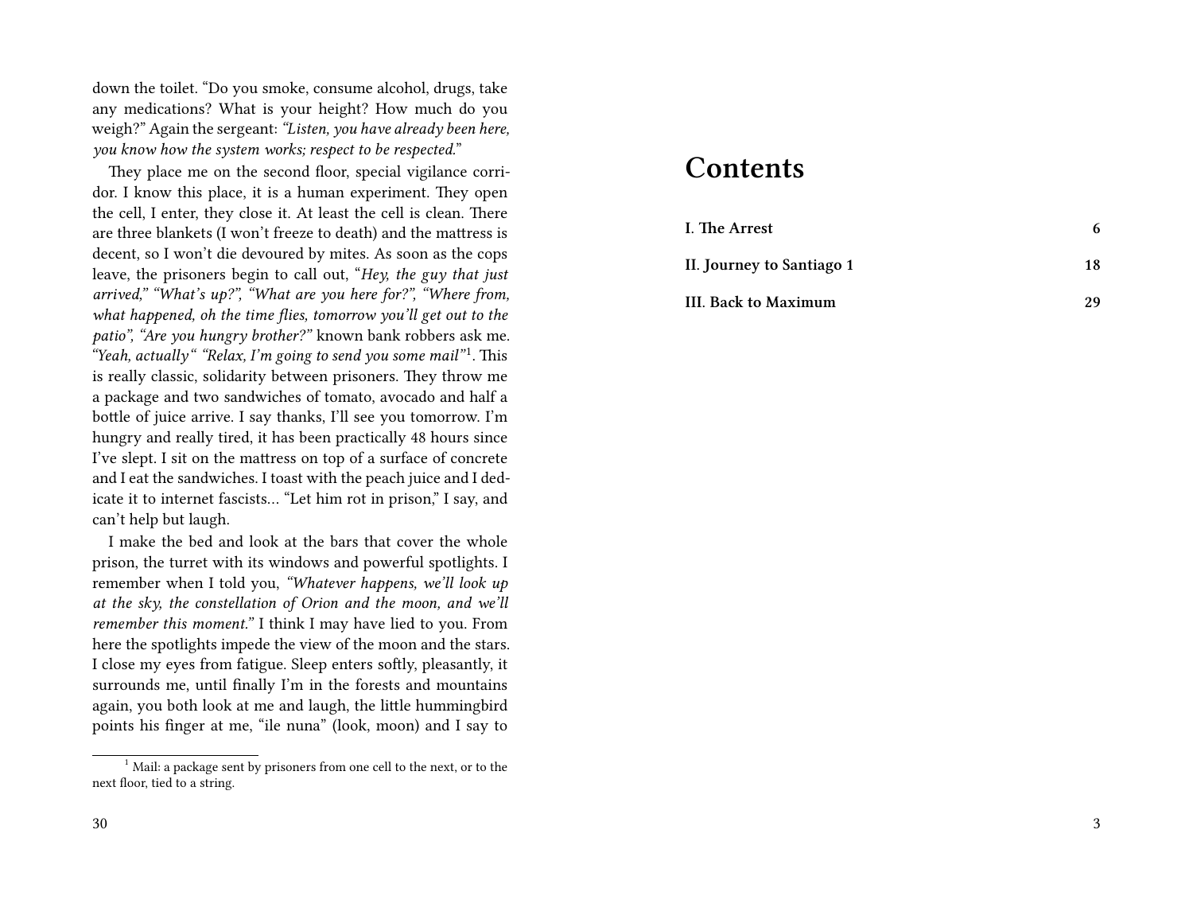down the toilet. "Do you smoke, consume alcohol, drugs, take any medications? What is your height? How much do you weigh?" Again the sergeant: *"Listen, you have already been here, you know how the system works; respect to be respected."*

They place me on the second floor, special vigilance corridor. I know this place, it is a human experiment. They open the cell, I enter, they close it. At least the cell is clean. There are three blankets (I won't freeze to death) and the mattress is decent, so I won't die devoured by mites. As soon as the cops leave, the prisoners begin to call out, "*Hey, the guy that just arrived," "What's up?", "What are you here for?", "Where from, what happened, oh the time flies, tomorrow you'll get out to the patio", "Are you hungry brother?"* known bank robbers ask me. *"Yeah, actually" "Relax, I'm going to send you some mail"*[1]. This is really classic, solidarity between prisoners. They throw me a package and two sandwiches of tomato, avocado and half a bottle of juice arrive. I say thanks, I'll see you tomorrow. I'm hungry and really tired, it has been practically 48 hours since I've slept. I sit on the mattress on top of a surface of concrete and I eat the sandwiches. I toast with the peach juice and I dedicate it to internet fascists… "Let him rot in prison," I say, and can't help but laugh.

I make the bed and look at the bars that cover the whole prison, the turret with its windows and powerful spotlights. I remember when I told you, *"Whatever happens, we'll look up at the sky, the constellation of Orion and the moon, and we'll remember this moment."* I think I may have lied to you. From here the spotlights impede the view of the moon and the stars. I close my eyes from fatigue. Sleep enters softly, pleasantly, it surrounds me, until finally I'm in the forests and mountains again, you both look at me and laugh, the little hummingbird points his finger at me, "ile nuna" (look, moon) and I say to

[1] Mail: a package sent by prisoners from one cell to the next, or to the next floor, tied to a string.

# Contents

| | |
|---|---|
| **I. The Arrest** | **6** |
| **II. Journey to Santiago 1** | **18** |
| **III. Back to Maximum** | **29** |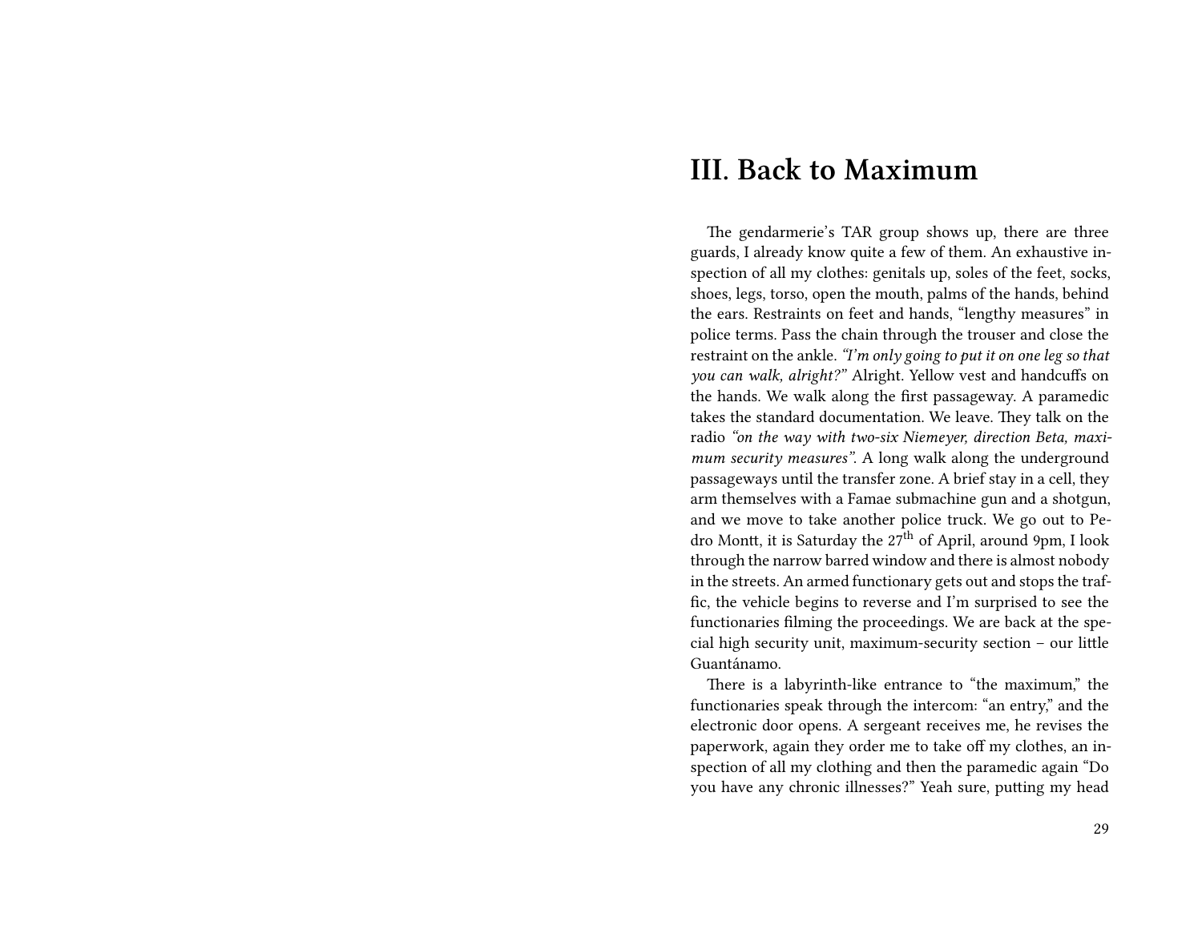# III. Back to Maximum

The gendarmerie's TAR group shows up, there are three guards, I already know quite a few of them. An exhaustive inspection of all my clothes: genitals up, soles of the feet, socks, shoes, legs, torso, open the mouth, palms of the hands, behind the ears. Restraints on feet and hands, "lengthy measures" in police terms. Pass the chain through the trouser and close the restraint on the ankle. *"I'm only going to put it on one leg so that you can walk, alright?"* Alright. Yellow vest and handcuffs on the hands. We walk along the first passageway. A paramedic takes the standard documentation. We leave. They talk on the radio *"on the way with two-six Niemeyer, direction Beta, maximum security measures"*. A long walk along the underground passageways until the transfer zone. A brief stay in a cell, they arm themselves with a Famae submachine gun and a shotgun, and we move to take another police truck. We go out to Pedro Montt, it is Saturday the 27th of April, around 9pm, I look through the narrow barred window and there is almost nobody in the streets. An armed functionary gets out and stops the traffic, the vehicle begins to reverse and I'm surprised to see the functionaries filming the proceedings. We are back at the special high security unit, maximum-security section – our little Guantánamo.

There is a labyrinth-like entrance to "the maximum," the functionaries speak through the intercom: "an entry," and the electronic door opens. A sergeant receives me, he revises the paperwork, again they order me to take off my clothes, an inspection of all my clothing and then the paramedic again "Do you have any chronic illnesses?" Yeah sure, putting my head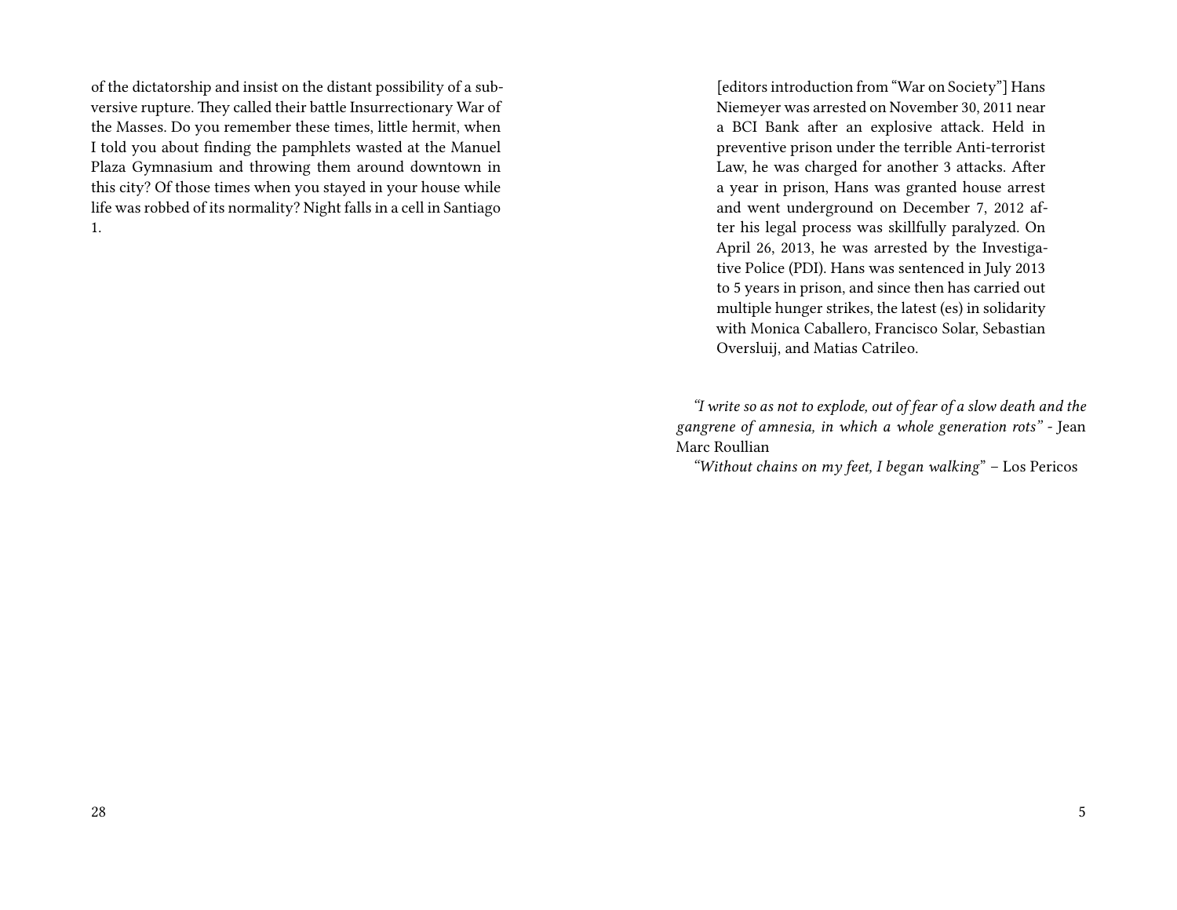of the dictatorship and insist on the distant possibility of a subversive rupture. They called their battle Insurrectionary War of the Masses. Do you remember these times, little hermit, when I told you about finding the pamphlets wasted at the Manuel Plaza Gymnasium and throwing them around downtown in this city? Of those times when you stayed in your house while life was robbed of its normality? Night falls in a cell in Santiago 1.

[editors introduction from "War on Society"] Hans Niemeyer was arrested on November 30, 2011 near a BCI Bank after an explosive attack. Held in preventive prison under the terrible Anti-terrorist Law, he was charged for another 3 attacks. After a year in prison, Hans was granted house arrest and went underground on December 7, 2012 after his legal process was skillfully paralyzed. On April 26, 2013, he was arrested by the Investigative Police (PDI). Hans was sentenced in July 2013 to 5 years in prison, and since then has carried out multiple hunger strikes, the latest (es) in solidarity with Monica Caballero, Francisco Solar, Sebastian Oversluij, and Matias Catrileo.

*"I write so as not to explode, out of fear of a slow death and the gangrene of amnesia, in which a whole generation rots"* - Jean Marc Roullian

*"Without chains on my feet, I began walking"* – Los Pericos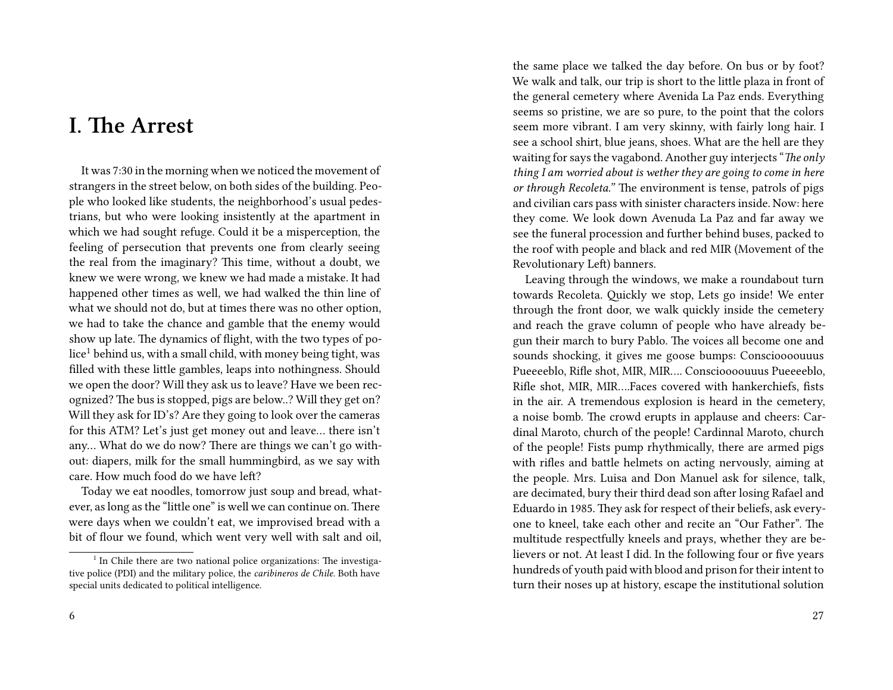# I. The Arrest

It was 7:30 in the morning when we noticed the movement of strangers in the street below, on both sides of the building. People who looked like students, the neighborhood's usual pedestrians, but who were looking insistently at the apartment in which we had sought refuge. Could it be a misperception, the feeling of persecution that prevents one from clearly seeing the real from the imaginary? This time, without a doubt, we knew we were wrong, we knew we had made a mistake. It had happened other times as well, we had walked the thin line of what we should not do, but at times there was no other option, we had to take the chance and gamble that the enemy would show up late. The dynamics of flight, with the two types of police[1] behind us, with a small child, with money being tight, was filled with these little gambles, leaps into nothingness. Should we open the door? Will they ask us to leave? Have we been recognized? The bus is stopped, pigs are below..? Will they get on? Will they ask for ID's? Are they going to look over the cameras for this ATM? Let's just get money out and leave… there isn't any… What do we do now? There are things we can't go without: diapers, milk for the small hummingbird, as we say with care. How much food do we have left?

Today we eat noodles, tomorrow just soup and bread, whatever, as long as the "little one" is well we can continue on. There were days when we couldn't eat, we improvised bread with a bit of flour we found, which went very well with salt and oil,

[1] In Chile there are two national police organizations: The investigative police (PDI) and the military police, the *caribineros de Chile*. Both have special units dedicated to political intelligence.

the same place we talked the day before. On bus or by foot? We walk and talk, our trip is short to the little plaza in front of the general cemetery where Avenida La Paz ends. Everything seems so pristine, we are so pure, to the point that the colors seem more vibrant. I am very skinny, with fairly long hair. I see a school shirt, blue jeans, shoes. What are the hell are they waiting for says the vagabond. Another guy interjects "*The only thing I am worried about is wether they are going to come in here or through Recoleta.*" The environment is tense, patrols of pigs and civilian cars pass with sinister characters inside. Now: here they come. We look down Avenuda La Paz and far away we see the funeral procession and further behind buses, packed to the roof with people and black and red MIR (Movement of the Revolutionary Left) banners.

Leaving through the windows, we make a roundabout turn towards Recoleta. Quickly we stop, Lets go inside! We enter through the front door, we walk quickly inside the cemetery and reach the grave column of people who have already begun their march to bury Pablo. The voices all become one and sounds shocking, it gives me goose bumps: Consciooooouuus Pueeeeblo, Rifle shot, MIR, MIR…. Consciooooouuus Pueeeeblo, Rifle shot, MIR, MIR….Faces covered with hankerchiefs, fists in the air. A tremendous explosion is heard in the cemetery, a noise bomb. The crowd erupts in applause and cheers: Cardinal Maroto, church of the people! Cardinnal Maroto, church of the people! Fists pump rhythmically, there are armed pigs with rifles and battle helmets on acting nervously, aiming at the people. Mrs. Luisa and Don Manuel ask for silence, talk, are decimated, bury their third dead son after losing Rafael and Eduardo in 1985. They ask for respect of their beliefs, ask everyone to kneel, take each other and recite an "Our Father". The multitude respectfully kneels and prays, whether they are believers or not. At least I did. In the following four or five years hundreds of youth paid with blood and prison for their intent to turn their noses up at history, escape the institutional solution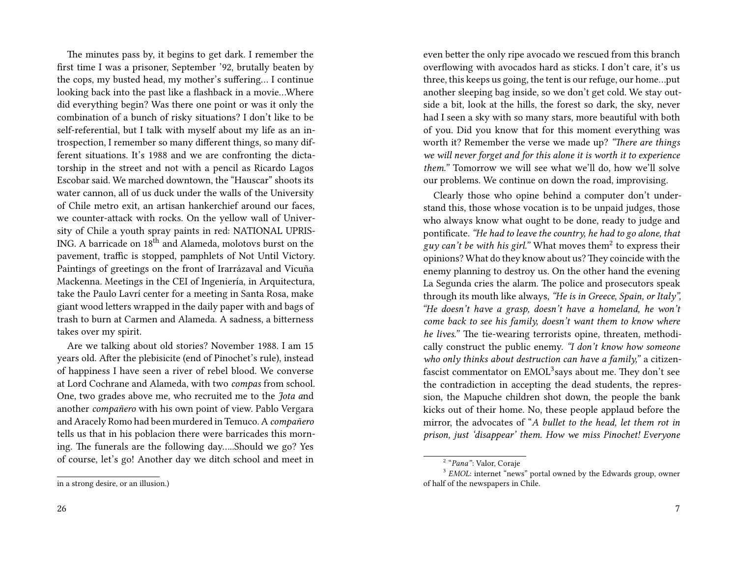The minutes pass by, it begins to get dark. I remember the first time I was a prisoner, September '92, brutally beaten by the cops, my busted head, my mother's suffering… I continue looking back into the past like a flashback in a movie…Where did everything begin? Was there one point or was it only the combination of a bunch of risky situations? I don't like to be self-referential, but I talk with myself about my life as an introspection, I remember so many different things, so many different situations. It's 1988 and we are confronting the dictatorship in the street and not with a pencil as Ricardo Lagos Escobar said. We marched downtown, the "Hauscar" shoots its water cannon, all of us duck under the walls of the University of Chile metro exit, an artisan hankerchief around our faces, we counter-attack with rocks. On the yellow wall of University of Chile a youth spray paints in red: NATIONAL UPRISING. A barricade on 18th and Alameda, molotovs burst on the pavement, traffic is stopped, pamphlets of Not Until Victory. Paintings of greetings on the front of Irarrázaval and Vicuña Mackenna. Meetings in the CEI of Ingeniería, in Arquitectura, take the Paulo Lavrí center for a meeting in Santa Rosa, make giant wood letters wrapped in the daily paper with and bags of trash to burn at Carmen and Alameda. A sadness, a bitterness takes over my spirit.

Are we talking about old stories? November 1988. I am 15 years old. After the plebisicite (end of Pinochet's rule), instead of happiness I have seen a river of rebel blood. We converse at Lord Cochrane and Alameda, with two *compas* from school. One, two grades above me, who recruited me to the *Jota a*nd another *compañero* with his own point of view. Pablo Vergara and Aracely Romo had been murdered in Temuco. A *compañero* tells us that in his poblacion there were barricades this morning. The funerals are the following day…..Should we go? Yes of course, let's go! Another day we ditch school and meet in

in a strong desire, or an illusion.)

even better the only ripe avocado we rescued from this branch overflowing with avocados hard as sticks. I don't care, it's us three, this keeps us going, the tent is our refuge, our home…put another sleeping bag inside, so we don't get cold. We stay outside a bit, look at the hills, the forest so dark, the sky, never had I seen a sky with so many stars, more beautiful with both of you. Did you know that for this moment everything was worth it? Remember the verse we made up? *"There are things we will never forget and for this alone it is worth it to experience them."* Tomorrow we will see what we'll do, how we'll solve our problems. We continue on down the road, improvising.

Clearly those who opine behind a computer don't understand this, those whose vocation is to be unpaid judges, those who always know what ought to be done, ready to judge and pontificate. *"He had to leave the country, he had to go alone, that guy can't be with his girl."* What moves them[2] to express their opinions? What do they know about us? They coincide with the enemy planning to destroy us. On the other hand the evening La Segunda cries the alarm. The police and prosecutors speak through its mouth like always, *"He is in Greece, Spain, or Italy", "He doesn't have a grasp, doesn't have a homeland, he won't come back to see his family, doesn't want them to know where he lives."* The tie-wearing terrorists opine, threaten, methodically construct the public enemy. *"I don't know how someone who only thinks about destruction can have a family,"* a citizen-fascist commentator on EMOL[3] says about me. They don't see the contradiction in accepting the dead students, the repression, the Mapuche children shot down, the people the bank kicks out of their home. No, these people applaud before the mirror, the advocates of "*A bullet to the head, let them rot in prison, just 'disappear' them. How we miss Pinochet! Everyone*

[2] "*Pana"*: Valor, Coraje

[3] *EMOL*: internet "news" portal owned by the Edwards group, owner of half of the newspapers in Chile.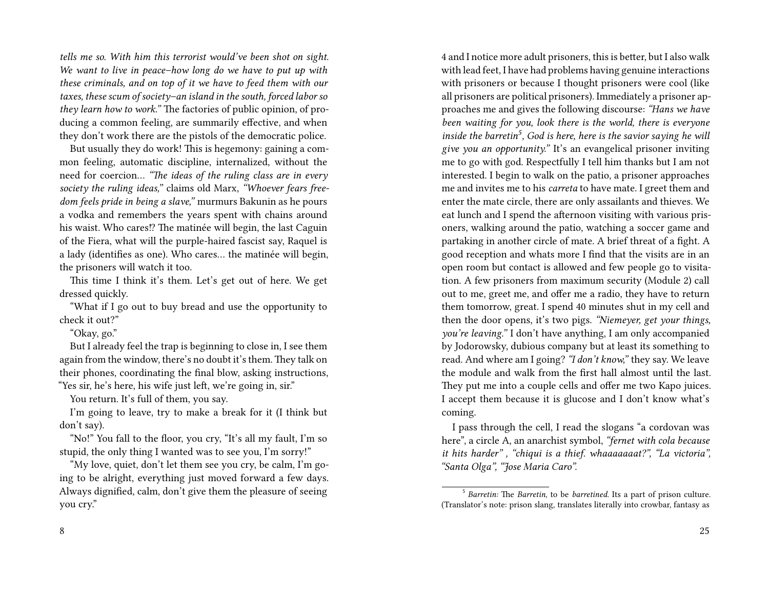*tells me so. With him this terrorist would've been shot on sight. We want to live in peace–how long do we have to put up with these criminals, and on top of it we have to feed them with our taxes, these scum of society–an island in the south, forced labor so they learn how to work."* The factories of public opinion, of producing a common feeling, are summarily effective, and when they don't work there are the pistols of the democratic police.

But usually they do work! This is hegemony: gaining a common feeling, automatic discipline, internalized, without the need for coercion… *"The ideas of the ruling class are in every society the ruling ideas,"* claims old Marx, *"Whoever fears freedom feels pride in being a slave,"* murmurs Bakunin as he pours a vodka and remembers the years spent with chains around his waist. Who cares!? The matinée will begin, the last Caguin of the Fiera, what will the purple-haired fascist say, Raquel is a lady (identifies as one). Who cares… the matinée will begin, the prisoners will watch it too.

This time I think it's them. Let's get out of here. We get dressed quickly.

"What if I go out to buy bread and use the opportunity to check it out?"

"Okay, go."

But I already feel the trap is beginning to close in, I see them again from the window, there's no doubt it's them. They talk on their phones, coordinating the final blow, asking instructions, "Yes sir, he's here, his wife just left, we're going in, sir."

You return. It's full of them, you say.

I'm going to leave, try to make a break for it (I think but don't say).

"No!" You fall to the floor, you cry, "It's all my fault, I'm so stupid, the only thing I wanted was to see you, I'm sorry!"

"My love, quiet, don't let them see you cry, be calm, I'm going to be alright, everything just moved forward a few days. Always dignified, calm, don't give them the pleasure of seeing you cry."

4 and I notice more adult prisoners, this is better, but I also walk with lead feet, I have had problems having genuine interactions with prisoners or because I thought prisoners were cool (like all prisoners are political prisoners). Immediately a prisoner approaches me and gives the following discourse: *"Hans we have been waiting for you, look there is the world, there is everyone inside the barretin[5], God is here, here is the savior saying he will give you an opportunity."* It's an evangelical prisoner inviting me to go with god. Respectfully I tell him thanks but I am not interested. I begin to walk on the patio, a prisoner approaches me and invites me to his *carreta* to have mate. I greet them and enter the mate circle, there are only assailants and thieves. We eat lunch and I spend the afternoon visiting with various prisoners, walking around the patio, watching a soccer game and partaking in another circle of mate. A brief threat of a fight. A good reception and whats more I find that the visits are in an open room but contact is allowed and few people go to visitation. A few prisoners from maximum security (Module 2) call out to me, greet me, and offer me a radio, they have to return them tomorrow, great. I spend 40 minutes shut in my cell and then the door opens, it's two pigs. *"Niemeyer, get your things, you're leaving."* I don't have anything, I am only accompanied by Jodorowsky, dubious company but at least its something to read. And where am I going? *"I don't know,"* they say. We leave the module and walk from the first hall almost until the last. They put me into a couple cells and offer me two Kapo juices. I accept them because it is glucose and I don't know what's coming.

I pass through the cell, I read the slogans "a cordovan was here", a circle A, an anarchist symbol, *"fernet with cola because it hits harder"*, *"chiqui is a thief. whaaaaaaat?"*, *"La victoria"*, *"Santa Olga"*, *"Jose Maria Caro"*.

[5] *Barretin:* The *Barretin*, to be *barretined.* Its a part of prison culture. (Translator's note: prison slang, translates literally into crowbar, fantasy as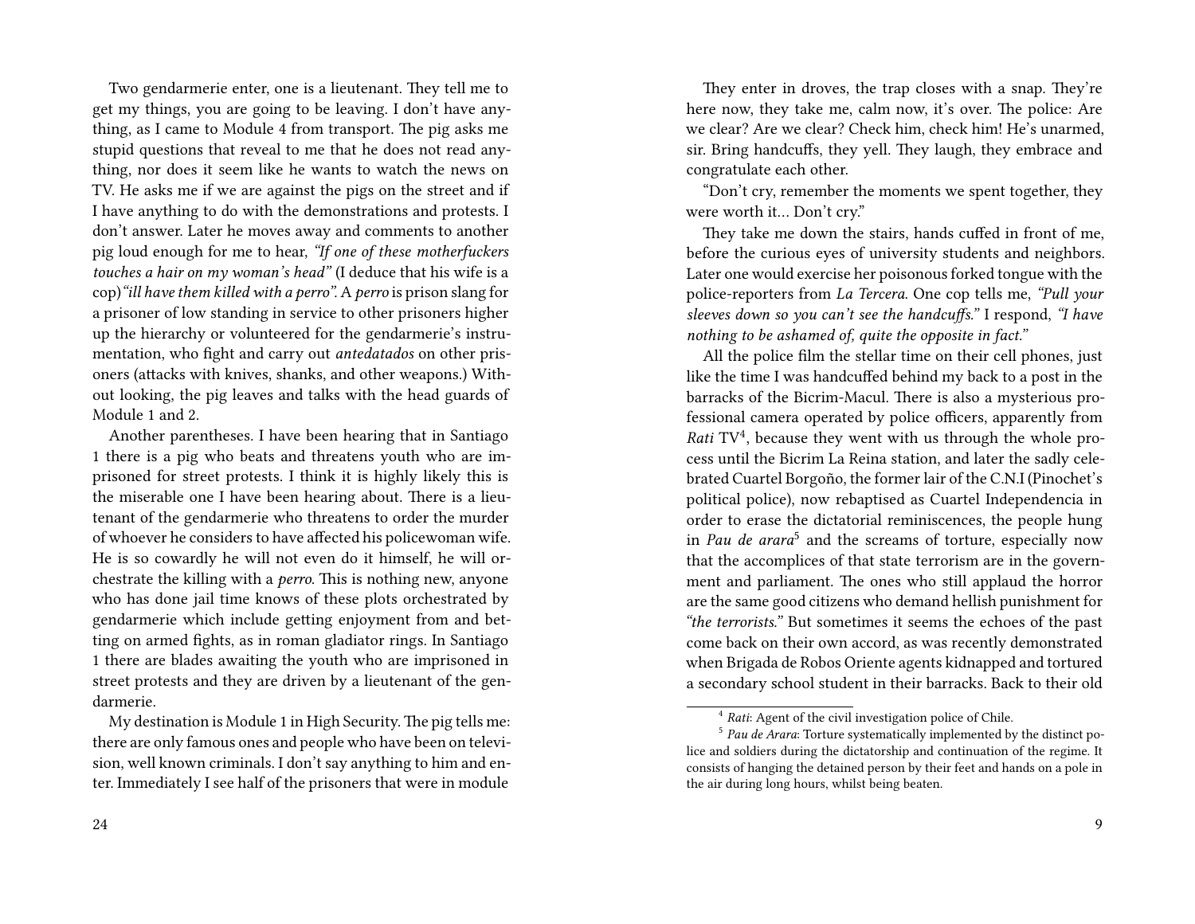Two gendarmerie enter, one is a lieutenant. They tell me to get my things, you are going to be leaving. I don't have anything, as I came to Module 4 from transport. The pig asks me stupid questions that reveal to me that he does not read anything, nor does it seem like he wants to watch the news on TV. He asks me if we are against the pigs on the street and if I have anything to do with the demonstrations and protests. I don't answer. Later he moves away and comments to another pig loud enough for me to hear, *"If one of these motherfuckers touches a hair on my woman's head"* (I deduce that his wife is a cop) *"ill have them killed with a perro"*. A *perro* is prison slang for a prisoner of low standing in service to other prisoners higher up the hierarchy or volunteered for the gendarmerie's instrumentation, who fight and carry out *antedatados* on other prisoners (attacks with knives, shanks, and other weapons.) Without looking, the pig leaves and talks with the head guards of Module 1 and 2.

Another parentheses. I have been hearing that in Santiago 1 there is a pig who beats and threatens youth who are imprisoned for street protests. I think it is highly likely this is the miserable one I have been hearing about. There is a lieutenant of the gendarmerie who threatens to order the murder of whoever he considers to have affected his policewoman wife. He is so cowardly he will not even do it himself, he will orchestrate the killing with a *perro*. This is nothing new, anyone who has done jail time knows of these plots orchestrated by gendarmerie which include getting enjoyment from and betting on armed fights, as in roman gladiator rings. In Santiago 1 there are blades awaiting the youth who are imprisoned in street protests and they are driven by a lieutenant of the gendarmerie.

My destination is Module 1 in High Security. The pig tells me: there are only famous ones and people who have been on television, well known criminals. I don't say anything to him and enter. Immediately I see half of the prisoners that were in module

They enter in droves, the trap closes with a snap. They're here now, they take me, calm now, it's over. The police: Are we clear? Are we clear? Check him, check him! He's unarmed, sir. Bring handcuffs, they yell. They laugh, they embrace and congratulate each other.

"Don't cry, remember the moments we spent together, they were worth it... Don't cry."

They take me down the stairs, hands cuffed in front of me, before the curious eyes of university students and neighbors. Later one would exercise her poisonous forked tongue with the police-reporters from *La Tercera*. One cop tells me, *"Pull your sleeves down so you can't see the handcuffs."* I respond, *"I have nothing to be ashamed of, quite the opposite in fact."*

All the police film the stellar time on their cell phones, just like the time I was handcuffed behind my back to a post in the barracks of the Bicrim-Macul. There is also a mysterious professional camera operated by police officers, apparently from *Rati* TV[4], because they went with us through the whole process until the Bicrim La Reina station, and later the sadly celebrated Cuartel Borgoño, the former lair of the C.N.I (Pinochet's political police), now rebaptised as Cuartel Independencia in order to erase the dictatorial reminiscences, the people hung in *Pau de arara*[5] and the screams of torture, especially now that the accomplices of that state terrorism are in the government and parliament. The ones who still applaud the horror are the same good citizens who demand hellish punishment for *"the terrorists."* But sometimes it seems the echoes of the past come back on their own accord, as was recently demonstrated when Brigada de Robos Oriente agents kidnapped and tortured a secondary school student in their barracks. Back to their old

[4] *Rati*: Agent of the civil investigation police of Chile.

[5] *Pau de Arara*: Torture systematically implemented by the distinct police and soldiers during the dictatorship and continuation of the regime. It consists of hanging the detained person by their feet and hands on a pole in the air during long hours, whilst being beaten.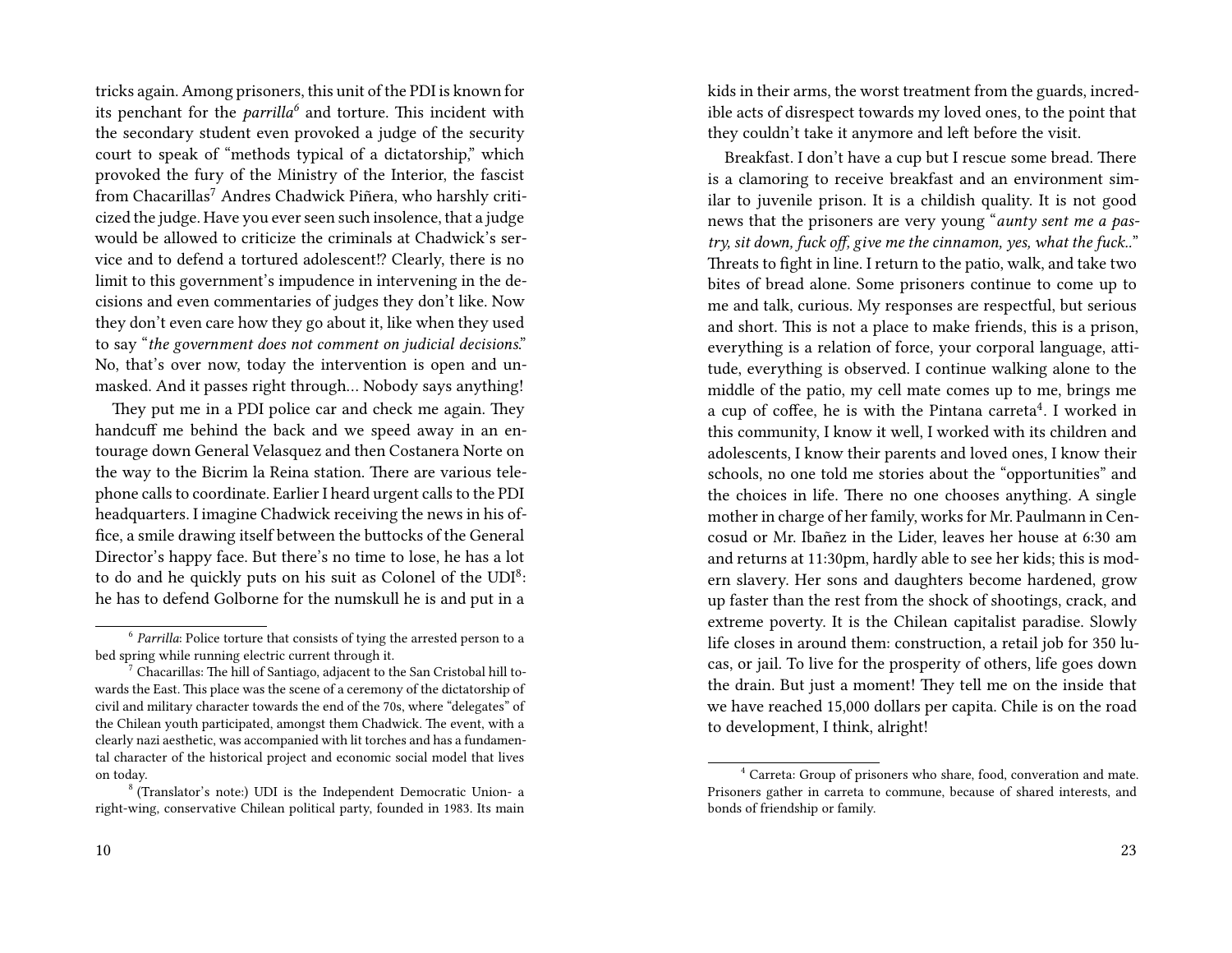tricks again. Among prisoners, this unit of the PDI is known for its penchant for the *parrilla*[6] and torture. This incident with the secondary student even provoked a judge of the security court to speak of "methods typical of a dictatorship," which provoked the fury of the Ministry of the Interior, the fascist from Chacarillas[7] Andres Chadwick Piñera, who harshly criticized the judge. Have you ever seen such insolence, that a judge would be allowed to criticize the criminals at Chadwick's service and to defend a tortured adolescent!? Clearly, there is no limit to this government's impudence in intervening in the decisions and even commentaries of judges they don't like. Now they don't even care how they go about it, like when they used to say "*the government does not comment on judicial decisions*." No, that's over now, today the intervention is open and unmasked. And it passes right through… Nobody says anything!

They put me in a PDI police car and check me again. They handcuff me behind the back and we speed away in an entourage down General Velasquez and then Costanera Norte on the way to the Bicrim la Reina station. There are various telephone calls to coordinate. Earlier I heard urgent calls to the PDI headquarters. I imagine Chadwick receiving the news in his office, a smile drawing itself between the buttocks of the General Director's happy face. But there's no time to lose, he has a lot to do and he quickly puts on his suit as Colonel of the UDI[8]: he has to defend Golborne for the numskull he is and put in a

[6] *Parrilla*: Police torture that consists of tying the arrested person to a bed spring while running electric current through it.

[7] Chacarillas: The hill of Santiago, adjacent to the San Cristobal hill towards the East. This place was the scene of a ceremony of the dictatorship of civil and military character towards the end of the 70s, where "delegates" of the Chilean youth participated, amongst them Chadwick. The event, with a clearly nazi aesthetic, was accompanied with lit torches and has a fundamental character of the historical project and economic social model that lives on today.

[8] (Translator's note:) UDI is the Independent Democratic Union- a right-wing, conservative Chilean political party, founded in 1983. Its main

kids in their arms, the worst treatment from the guards, incredible acts of disrespect towards my loved ones, to the point that they couldn't take it anymore and left before the visit.

Breakfast. I don't have a cup but I rescue some bread. There is a clamoring to receive breakfast and an environment similar to juvenile prison. It is a childish quality. It is not good news that the prisoners are very young "*aunty sent me a pastry, sit down, fuck off, give me the cinnamon, yes, what the fuck..*" Threats to fight in line. I return to the patio, walk, and take two bites of bread alone. Some prisoners continue to come up to me and talk, curious. My responses are respectful, but serious and short. This is not a place to make friends, this is a prison, everything is a relation of force, your corporal language, attitude, everything is observed. I continue walking alone to the middle of the patio, my cell mate comes up to me, brings me a cup of coffee, he is with the Pintana carreta[4]. I worked in this community, I know it well, I worked with its children and adolescents, I know their parents and loved ones, I know their schools, no one told me stories about the "opportunities" and the choices in life. There no one chooses anything. A single mother in charge of her family, works for Mr. Paulmann in Cencosud or Mr. Ibañez in the Lider, leaves her house at 6:30 am and returns at 11:30pm, hardly able to see her kids; this is modern slavery. Her sons and daughters become hardened, grow up faster than the rest from the shock of shootings, crack, and extreme poverty. It is the Chilean capitalist paradise. Slowly life closes in around them: construction, a retail job for 350 lucas, or jail. To live for the prosperity of others, life goes down the drain. But just a moment! They tell me on the inside that we have reached 15,000 dollars per capita. Chile is on the road to development, I think, alright!

[4] Carreta: Group of prisoners who share, food, converation and mate. Prisoners gather in carreta to commune, because of shared interests, and bonds of friendship or family.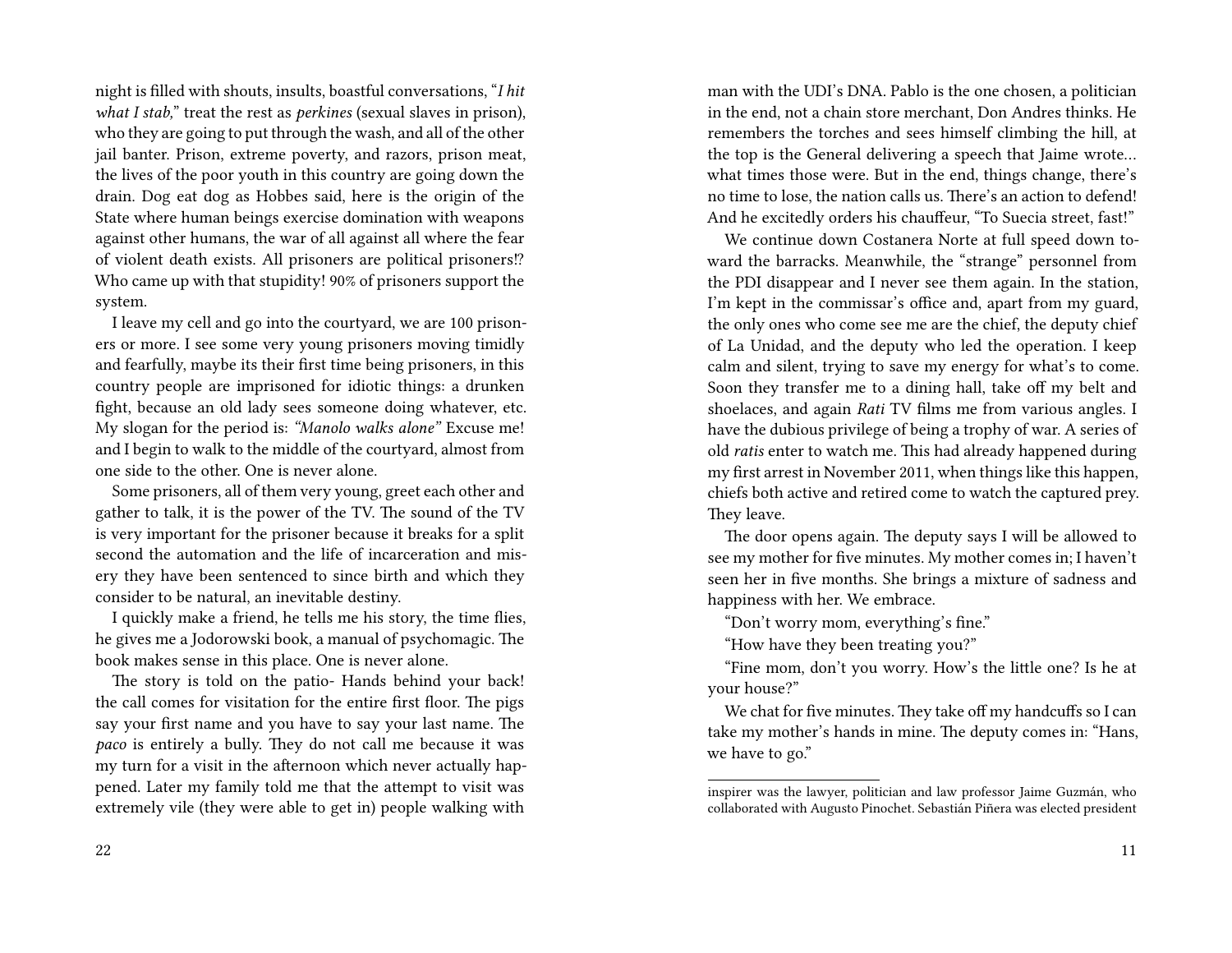night is filled with shouts, insults, boastful conversations, "*I hit what I stab,*" treat the rest as *perkines* (sexual slaves in prison), who they are going to put through the wash, and all of the other jail banter. Prison, extreme poverty, and razors, prison meat, the lives of the poor youth in this country are going down the drain. Dog eat dog as Hobbes said, here is the origin of the State where human beings exercise domination with weapons against other humans, the war of all against all where the fear of violent death exists. All prisoners are political prisoners!? Who came up with that stupidity! 90% of prisoners support the system.

I leave my cell and go into the courtyard, we are 100 prisoners or more. I see some very young prisoners moving timidly and fearfully, maybe its their first time being prisoners, in this country people are imprisoned for idiotic things: a drunken fight, because an old lady sees someone doing whatever, etc. My slogan for the period is: *"Manolo walks alone"* Excuse me! and I begin to walk to the middle of the courtyard, almost from one side to the other. One is never alone.

Some prisoners, all of them very young, greet each other and gather to talk, it is the power of the TV. The sound of the TV is very important for the prisoner because it breaks for a split second the automation and the life of incarceration and misery they have been sentenced to since birth and which they consider to be natural, an inevitable destiny.

I quickly make a friend, he tells me his story, the time flies, he gives me a Jodorowski book, a manual of psychomagic. The book makes sense in this place. One is never alone.

The story is told on the patio- Hands behind your back! the call comes for visitation for the entire first floor. The pigs say your first name and you have to say your last name. The *paco* is entirely a bully. They do not call me because it was my turn for a visit in the afternoon which never actually happened. Later my family told me that the attempt to visit was extremely vile (they were able to get in) people walking with

man with the UDI's DNA. Pablo is the one chosen, a politician in the end, not a chain store merchant, Don Andres thinks. He remembers the torches and sees himself climbing the hill, at the top is the General delivering a speech that Jaime wrote… what times those were. But in the end, things change, there's no time to lose, the nation calls us. There's an action to defend! And he excitedly orders his chauffeur, "To Suecia street, fast!"

We continue down Costanera Norte at full speed down toward the barracks. Meanwhile, the "strange" personnel from the PDI disappear and I never see them again. In the station, I'm kept in the commissar's office and, apart from my guard, the only ones who come see me are the chief, the deputy chief of La Unidad, and the deputy who led the operation. I keep calm and silent, trying to save my energy for what's to come. Soon they transfer me to a dining hall, take off my belt and shoelaces, and again *Rati* TV films me from various angles. I have the dubious privilege of being a trophy of war. A series of old *ratis* enter to watch me. This had already happened during my first arrest in November 2011, when things like this happen, chiefs both active and retired come to watch the captured prey. They leave.

The door opens again. The deputy says I will be allowed to see my mother for five minutes. My mother comes in; I haven't seen her in five months. She brings a mixture of sadness and happiness with her. We embrace.

"Don't worry mom, everything's fine."

"How have they been treating you?"

"Fine mom, don't you worry. How's the little one? Is he at your house?"

We chat for five minutes. They take off my handcuffs so I can take my mother's hands in mine. The deputy comes in: "Hans, we have to go."

---

inspirer was the lawyer, politician and law professor Jaime Guzmán, who collaborated with Augusto Pinochet. Sebastián Piñera was elected president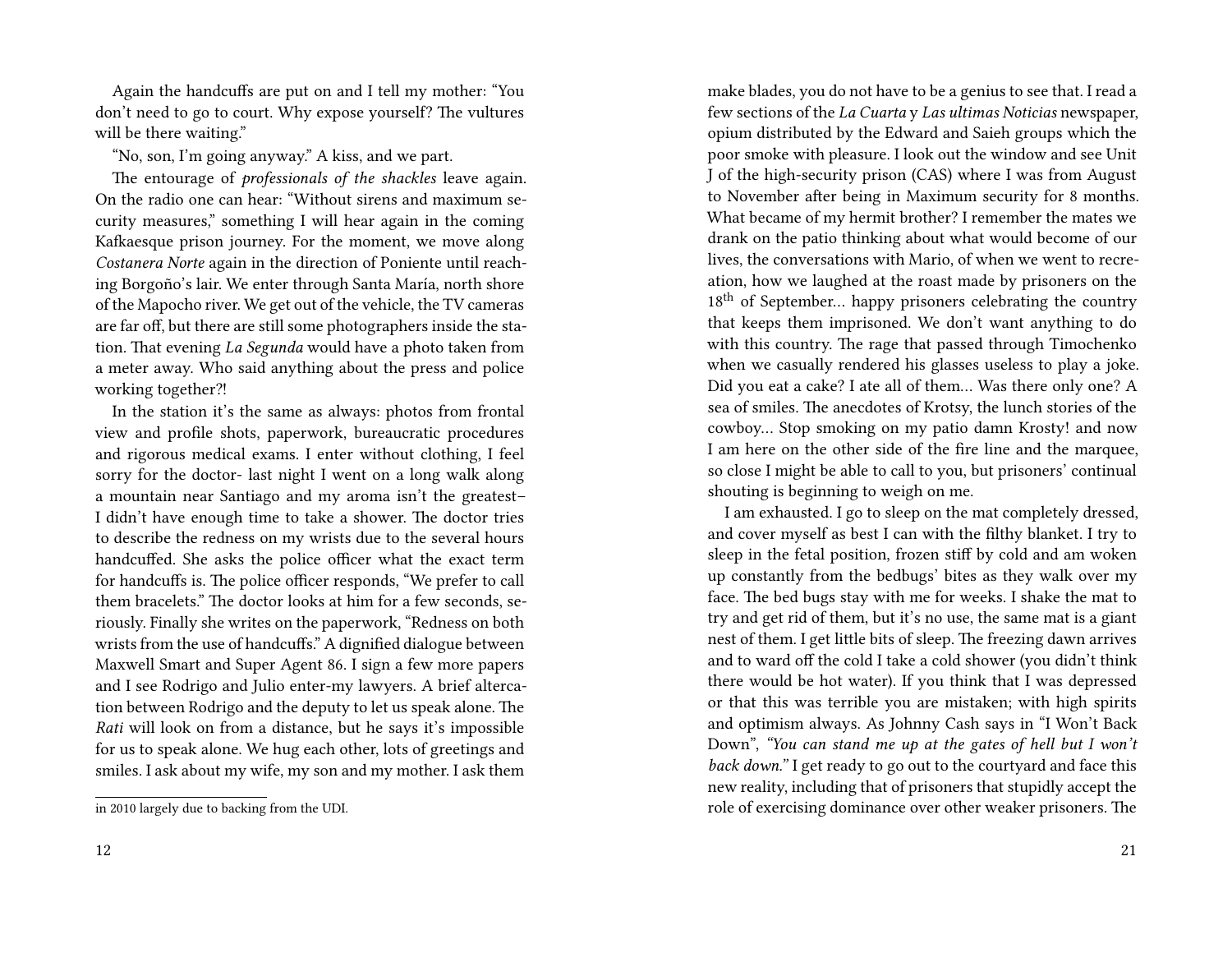Again the handcuffs are put on and I tell my mother: "You don't need to go to court. Why expose yourself? The vultures will be there waiting."

"No, son, I'm going anyway." A kiss, and we part.

The entourage of *professionals of the shackles* leave again. On the radio one can hear: "Without sirens and maximum security measures," something I will hear again in the coming Kafkaesque prison journey. For the moment, we move along *Costanera Norte* again in the direction of Poniente until reaching Borgoño's lair. We enter through Santa María, north shore of the Mapocho river. We get out of the vehicle, the TV cameras are far off, but there are still some photographers inside the station. That evening *La Segunda* would have a photo taken from a meter away. Who said anything about the press and police working together?!

In the station it's the same as always: photos from frontal view and profile shots, paperwork, bureaucratic procedures and rigorous medical exams. I enter without clothing, I feel sorry for the doctor- last night I went on a long walk along a mountain near Santiago and my aroma isn't the greatest– I didn't have enough time to take a shower. The doctor tries to describe the redness on my wrists due to the several hours handcuffed. She asks the police officer what the exact term for handcuffs is. The police officer responds, "We prefer to call them bracelets." The doctor looks at him for a few seconds, seriously. Finally she writes on the paperwork, "Redness on both wrists from the use of handcuffs." A dignified dialogue between Maxwell Smart and Super Agent 86. I sign a few more papers and I see Rodrigo and Julio enter-my lawyers. A brief altercation between Rodrigo and the deputy to let us speak alone. The *Rati* will look on from a distance, but he says it's impossible for us to speak alone. We hug each other, lots of greetings and smiles. I ask about my wife, my son and my mother. I ask them

---

in 2010 largely due to backing from the UDI.

---

make blades, you do not have to be a genius to see that. I read a few sections of the *La Cuarta* y *Las ultimas Noticias* newspaper, opium distributed by the Edward and Saieh groups which the poor smoke with pleasure. I look out the window and see Unit J of the high-security prison (CAS) where I was from August to November after being in Maximum security for 8 months. What became of my hermit brother? I remember the mates we drank on the patio thinking about what would become of our lives, the conversations with Mario, of when we went to recreation, how we laughed at the roast made by prisoners on the 18th of September… happy prisoners celebrating the country that keeps them imprisoned. We don't want anything to do with this country. The rage that passed through Timochenko when we casually rendered his glasses useless to play a joke. Did you eat a cake? I ate all of them… Was there only one? A sea of smiles. The anecdotes of Krotsy, the lunch stories of the cowboy… Stop smoking on my patio damn Krosty! and now I am here on the other side of the fire line and the marquee, so close I might be able to call to you, but prisoners' continual shouting is beginning to weigh on me.

I am exhausted. I go to sleep on the mat completely dressed, and cover myself as best I can with the filthy blanket. I try to sleep in the fetal position, frozen stiff by cold and am woken up constantly from the bedbugs' bites as they walk over my face. The bed bugs stay with me for weeks. I shake the mat to try and get rid of them, but it's no use, the same mat is a giant nest of them. I get little bits of sleep. The freezing dawn arrives and to ward off the cold I take a cold shower (you didn't think there would be hot water). If you think that I was depressed or that this was terrible you are mistaken; with high spirits and optimism always. As Johnny Cash says in "I Won't Back Down", *"You can stand me up at the gates of hell but I won't back down."* I get ready to go out to the courtyard and face this new reality, including that of prisoners that stupidly accept the role of exercising dominance over other weaker prisoners. The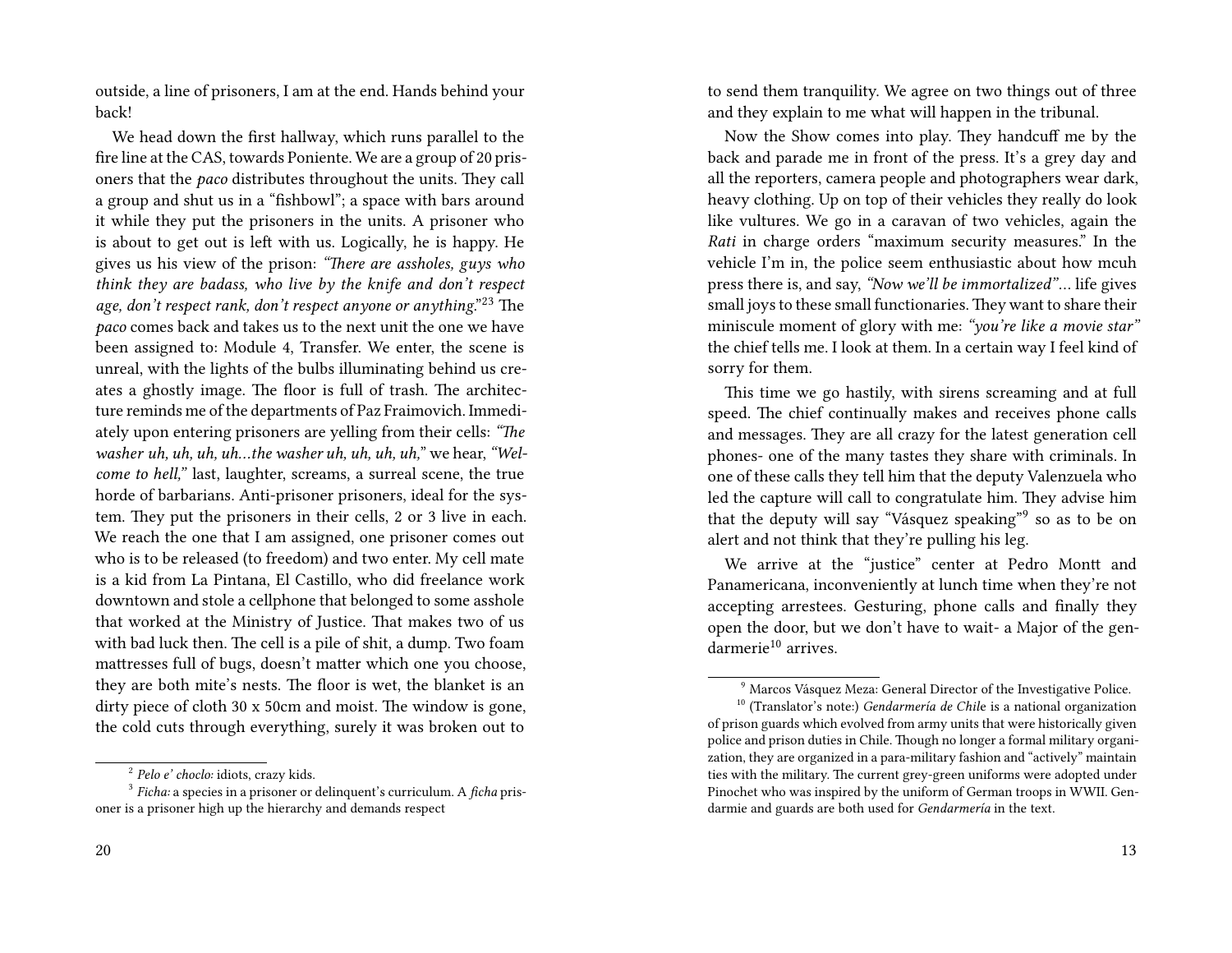outside, a line of prisoners, I am at the end. Hands behind your back!

We head down the first hallway, which runs parallel to the fire line at the CAS, towards Poniente. We are a group of 20 prisoners that the *paco* distributes throughout the units. They call a group and shut us in a "fishbowl"; a space with bars around it while they put the prisoners in the units. A prisoner who is about to get out is left with us. Logically, he is happy. He gives us his view of the prison: *"There are assholes, guys who think they are badass, who live by the knife and don't respect age, don't respect rank, don't respect anyone or anything."*[23] The *paco* comes back and takes us to the next unit the one we have been assigned to: Module 4, Transfer. We enter, the scene is unreal, with the lights of the bulbs illuminating behind us creates a ghostly image. The floor is full of trash. The architecture reminds me of the departments of Paz Fraimovich. Immediately upon entering prisoners are yelling from their cells: *"The washer uh, uh, uh, uh…the washer uh, uh, uh, uh,"* we hear, *"Welcome to hell,"* last, laughter, screams, a surreal scene, the true horde of barbarians. Anti-prisoner prisoners, ideal for the system. They put the prisoners in their cells, 2 or 3 live in each. We reach the one that I am assigned, one prisoner comes out who is to be released (to freedom) and two enter. My cell mate is a kid from La Pintana, El Castillo, who did freelance work downtown and stole a cellphone that belonged to some asshole that worked at the Ministry of Justice. That makes two of us with bad luck then. The cell is a pile of shit, a dump. Two foam mattresses full of bugs, doesn't matter which one you choose, they are both mite's nests. The floor is wet, the blanket is an dirty piece of cloth 30 x 50cm and moist. The window is gone, the cold cuts through everything, surely it was broken out to

[2] *Pelo e' choclo:* idiots, crazy kids.

[3] *Ficha:* a species in a prisoner or delinquent's curriculum. A *ficha* prisoner is a prisoner high up the hierarchy and demands respect

to send them tranquility. We agree on two things out of three and they explain to me what will happen in the tribunal.

Now the Show comes into play. They handcuff me by the back and parade me in front of the press. It's a grey day and all the reporters, camera people and photographers wear dark, heavy clothing. Up on top of their vehicles they really do look like vultures. We go in a caravan of two vehicles, again the *Rati* in charge orders "maximum security measures." In the vehicle I'm in, the police seem enthusiastic about how mcuh press there is, and say, *"Now we'll be immortalized"*… life gives small joys to these small functionaries. They want to share their miniscule moment of glory with me: *"you're like a movie star"* the chief tells me. I look at them. In a certain way I feel kind of sorry for them.

This time we go hastily, with sirens screaming and at full speed. The chief continually makes and receives phone calls and messages. They are all crazy for the latest generation cell phones- one of the many tastes they share with criminals. In one of these calls they tell him that the deputy Valenzuela who led the capture will call to congratulate him. They advise him that the deputy will say "Vásquez speaking"[9] so as to be on alert and not think that they're pulling his leg.

We arrive at the "justice" center at Pedro Montt and Panamericana, inconveniently at lunch time when they're not accepting arrestees. Gesturing, phone calls and finally they open the door, but we don't have to wait- a Major of the gendarmerie[10] arrives.

[9] Marcos Vásquez Meza: General Director of the Investigative Police.

[10] (Translator's note:) *Gendarmería de Chile* is a national organization of prison guards which evolved from army units that were historically given police and prison duties in Chile. Though no longer a formal military organization, they are organized in a para-military fashion and "actively" maintain ties with the military. The current grey-green uniforms were adopted under Pinochet who was inspired by the uniform of German troops in WWII. Gendarmie and guards are both used for *Gendarmería* in the text.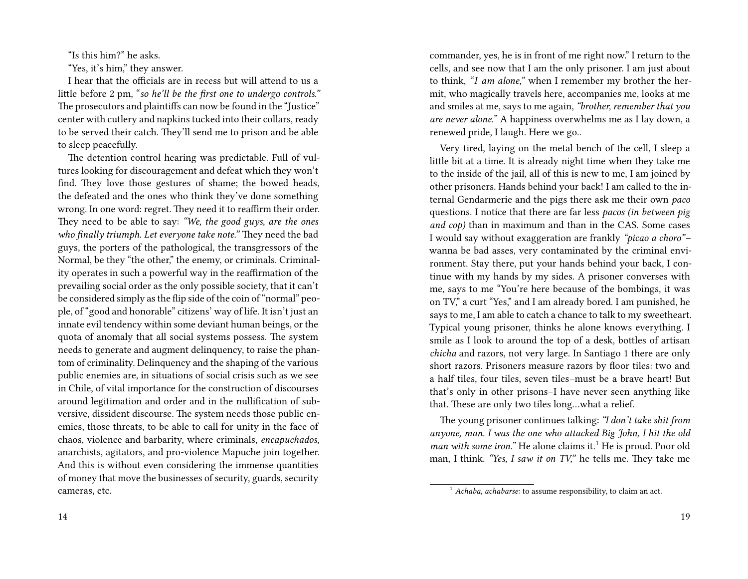"Is this him?" he asks.

"Yes, it's him," they answer.

I hear that the officials are in recess but will attend to us a little before 2 pm, "*so he'll be the first one to undergo controls.*" The prosecutors and plaintiffs can now be found in the "Justice" center with cutlery and napkins tucked into their collars, ready to be served their catch. They'll send me to prison and be able to sleep peacefully.

The detention control hearing was predictable. Full of vultures looking for discouragement and defeat which they won't find. They love those gestures of shame; the bowed heads, the defeated and the ones who think they've done something wrong. In one word: regret. They need it to reaffirm their order. They need to be able to say: *"We, the good guys, are the ones who finally triumph. Let everyone take note."* They need the bad guys, the porters of the pathological, the transgressors of the Normal, be they "the other," the enemy, or criminals. Criminality operates in such a powerful way in the reaffirmation of the prevailing social order as the only possible society, that it can't be considered simply as the flip side of the coin of "normal" people, of "good and honorable" citizens' way of life. It isn't just an innate evil tendency within some deviant human beings, or the quota of anomaly that all social systems possess. The system needs to generate and augment delinquency, to raise the phantom of criminality. Delinquency and the shaping of the various public enemies are, in situations of social crisis such as we see in Chile, of vital importance for the construction of discourses around legitimation and order and in the nullification of subversive, dissident discourse. The system needs those public enemies, those threats, to be able to call for unity in the face of chaos, violence and barbarity, where criminals, *encapuchados*, anarchists, agitators, and pro-violence Mapuche join together. And this is without even considering the immense quantities of money that move the businesses of security, guards, security cameras, etc.

commander, yes, he is in front of me right now." I return to the cells, and see now that I am the only prisoner. I am just about to think, *"I am alone,"* when I remember my brother the hermit, who magically travels here, accompanies me, looks at me and smiles at me, says to me again, *"brother, remember that you are never alone."* A happiness overwhelms me as I lay down, a renewed pride, I laugh. Here we go..

Very tired, laying on the metal bench of the cell, I sleep a little bit at a time. It is already night time when they take me to the inside of the jail, all of this is new to me, I am joined by other prisoners. Hands behind your back! I am called to the internal Gendarmerie and the pigs there ask me their own *paco* questions. I notice that there are far less *pacos (in between pig and cop)* than in maximum and than in the CAS. Some cases I would say without exaggeration are frankly *"picao a choro"*– wanna be bad asses, very contaminated by the criminal environment. Stay there, put your hands behind your back, I continue with my hands by my sides. A prisoner converses with me, says to me "You're here because of the bombings, it was on TV," a curt "Yes," and I am already bored. I am punished, he says to me, I am able to catch a chance to talk to my sweetheart. Typical young prisoner, thinks he alone knows everything. I smile as I look to around the top of a desk, bottles of artisan *chicha* and razors, not very large. In Santiago 1 there are only short razors. Prisoners measure razors by floor tiles: two and a half tiles, four tiles, seven tiles–must be a brave heart! But that's only in other prisons–I have never seen anything like that. These are only two tiles long...what a relief.

The young prisoner continues talking: *"I don't take shit from anyone, man. I was the one who attacked Big John, I hit the old man with some iron."* He alone claims it.[1] He is proud. Poor old man, I think. *"Yes, I saw it on TV,"* he tells me. They take me

[1] *Achaba, achabarse*: to assume responsibility, to claim an act.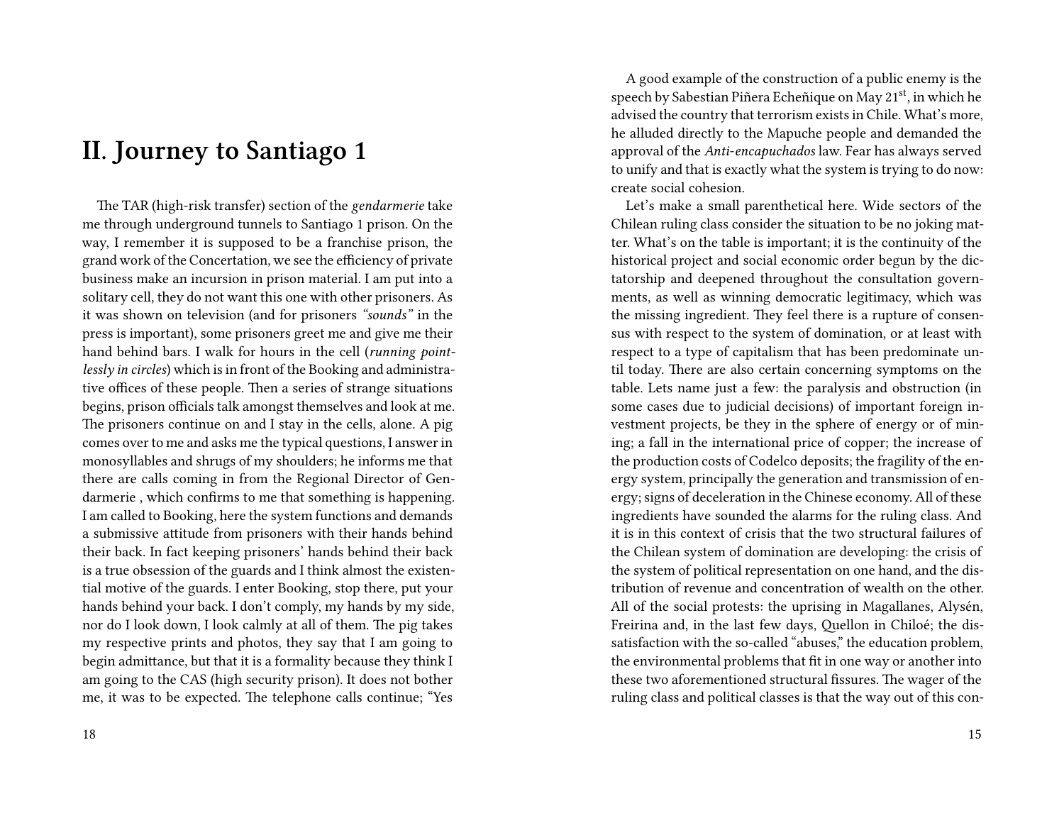# II. Journey to Santiago 1

The TAR (high-risk transfer) section of the *gendarmerie* take me through underground tunnels to Santiago 1 prison. On the way, I remember it is supposed to be a franchise prison, the grand work of the Concertation, we see the efficiency of private business make an incursion in prison material. I am put into a solitary cell, they do not want this one with other prisoners. As it was shown on television (and for prisoners *"sounds"* in the press is important), some prisoners greet me and give me their hand behind bars. I walk for hours in the cell (*running pointlessly in circles*) which is in front of the Booking and administrative offices of these people. Then a series of strange situations begins, prison officials talk amongst themselves and look at me. The prisoners continue on and I stay in the cells, alone. A pig comes over to me and asks me the typical questions, I answer in monosyllables and shrugs of my shoulders; he informs me that there are calls coming in from the Regional Director of Gendarmerie , which confirms to me that something is happening. I am called to Booking, here the system functions and demands a submissive attitude from prisoners with their hands behind their back. In fact keeping prisoners' hands behind their back is a true obsession of the guards and I think almost the existential motive of the guards. I enter Booking, stop there, put your hands behind your back. I don't comply, my hands by my side, nor do I look down, I look calmly at all of them. The pig takes my respective prints and photos, they say that I am going to begin admittance, but that it is a formality because they think I am going to the CAS (high security prison). It does not bother me, it was to be expected. The telephone calls continue; "Yes

A good example of the construction of a public enemy is the speech by Sabestian Piñera Echeñique on May 21[st], in which he advised the country that terrorism exists in Chile. What's more, he alluded directly to the Mapuche people and demanded the approval of the *Anti-encapuchados* law. Fear has always served to unify and that is exactly what the system is trying to do now: create social cohesion.

Let's make a small parenthetical here. Wide sectors of the Chilean ruling class consider the situation to be no joking matter. What's on the table is important; it is the continuity of the historical project and social economic order begun by the dictatorship and deepened throughout the consultation governments, as well as winning democratic legitimacy, which was the missing ingredient. They feel there is a rupture of consensus with respect to the system of domination, or at least with respect to a type of capitalism that has been predominate until today. There are also certain concerning symptoms on the table. Lets name just a few: the paralysis and obstruction (in some cases due to judicial decisions) of important foreign investment projects, be they in the sphere of energy or of mining; a fall in the international price of copper; the increase of the production costs of Codelco deposits; the fragility of the energy system, principally the generation and transmission of energy; signs of deceleration in the Chinese economy. All of these ingredients have sounded the alarms for the ruling class. And it is in this context of crisis that the two structural failures of the Chilean system of domination are developing: the crisis of the system of political representation on one hand, and the distribution of revenue and concentration of wealth on the other. All of the social protests: the uprising in Magallanes, Alysén, Freirina and, in the last few days, Quellon in Chiloé; the dissatisfaction with the so-called "abuses," the education problem, the environmental problems that fit in one way or another into these two aforementioned structural fissures. The wager of the ruling class and political classes is that the way out of this con-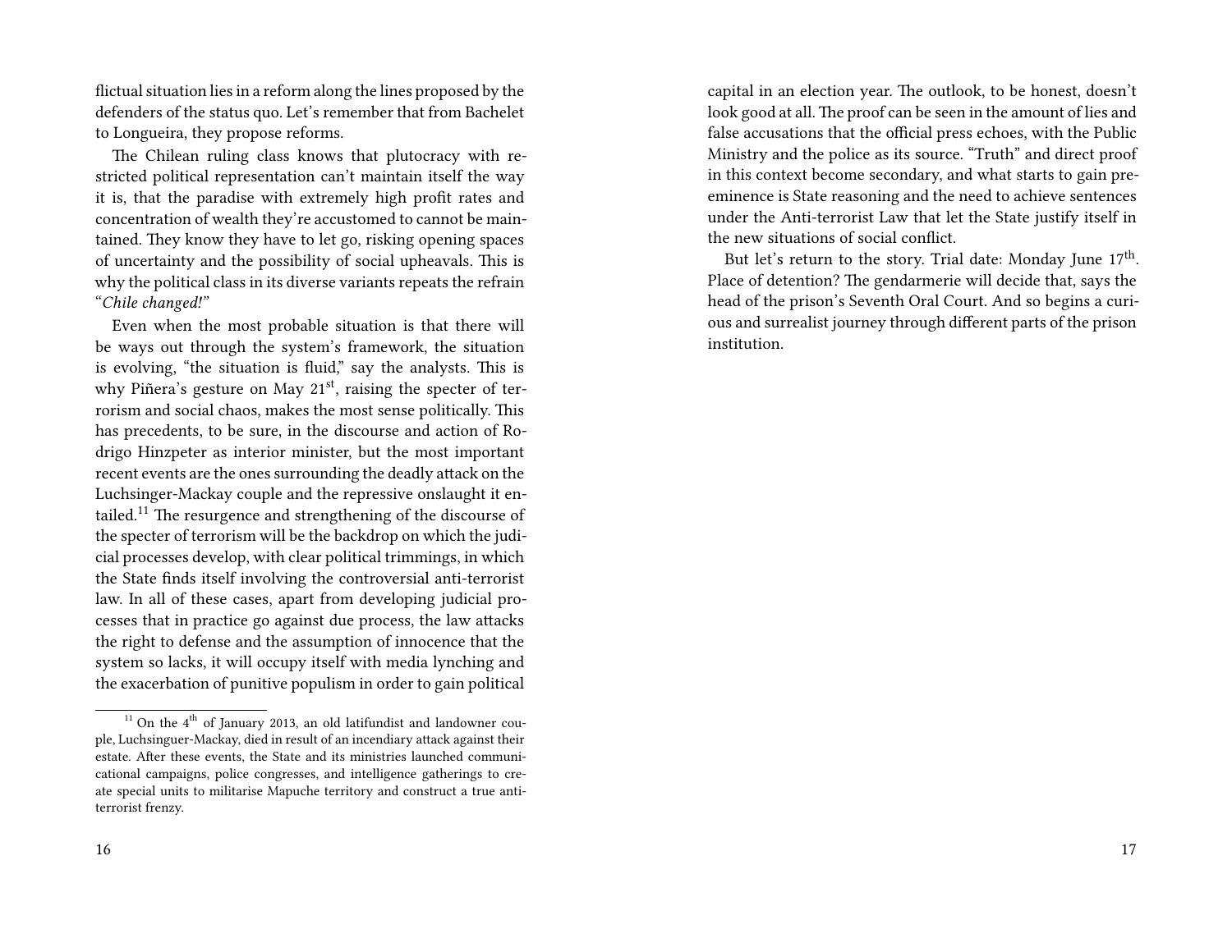flictual situation lies in a reform along the lines proposed by the defenders of the status quo. Let's remember that from Bachelet to Longueira, they propose reforms.

The Chilean ruling class knows that plutocracy with restricted political representation can't maintain itself the way it is, that the paradise with extremely high profit rates and concentration of wealth they're accustomed to cannot be maintained. They know they have to let go, risking opening spaces of uncertainty and the possibility of social upheavals. This is why the political class in its diverse variants repeats the refrain "*Chile changed!*"

Even when the most probable situation is that there will be ways out through the system's framework, the situation is evolving, "the situation is fluid," say the analysts. This is why Piñera's gesture on May 21st, raising the specter of terrorism and social chaos, makes the most sense politically. This has precedents, to be sure, in the discourse and action of Rodrigo Hinzpeter as interior minister, but the most important recent events are the ones surrounding the deadly attack on the Luchsinger-Mackay couple and the repressive onslaught it entailed.[11] The resurgence and strengthening of the discourse of the specter of terrorism will be the backdrop on which the judicial processes develop, with clear political trimmings, in which the State finds itself involving the controversial anti-terrorist law. In all of these cases, apart from developing judicial processes that in practice go against due process, the law attacks the right to defense and the assumption of innocence that the system so lacks, it will occupy itself with media lynching and the exacerbation of punitive populism in order to gain political capital in an election year. The outlook, to be honest, doesn't look good at all. The proof can be seen in the amount of lies and false accusations that the official press echoes, with the Public Ministry and the police as its source. "Truth" and direct proof in this context become secondary, and what starts to gain preeminence is State reasoning and the need to achieve sentences under the Anti-terrorist Law that let the State justify itself in the new situations of social conflict.

But let's return to the story. Trial date: Monday June 17th. Place of detention? The gendarmerie will decide that, says the head of the prison's Seventh Oral Court. And so begins a curious and surrealist journey through different parts of the prison institution.

---

[11] On the 4th of January 2013, an old latifundist and landowner couple, Luchsinguer-Mackay, died in result of an incendiary attack against their estate. After these events, the State and its ministries launched communicational campaigns, police congresses, and intelligence gatherings to create special units to militarise Mapuche territory and construct a true anti-terrorist frenzy.